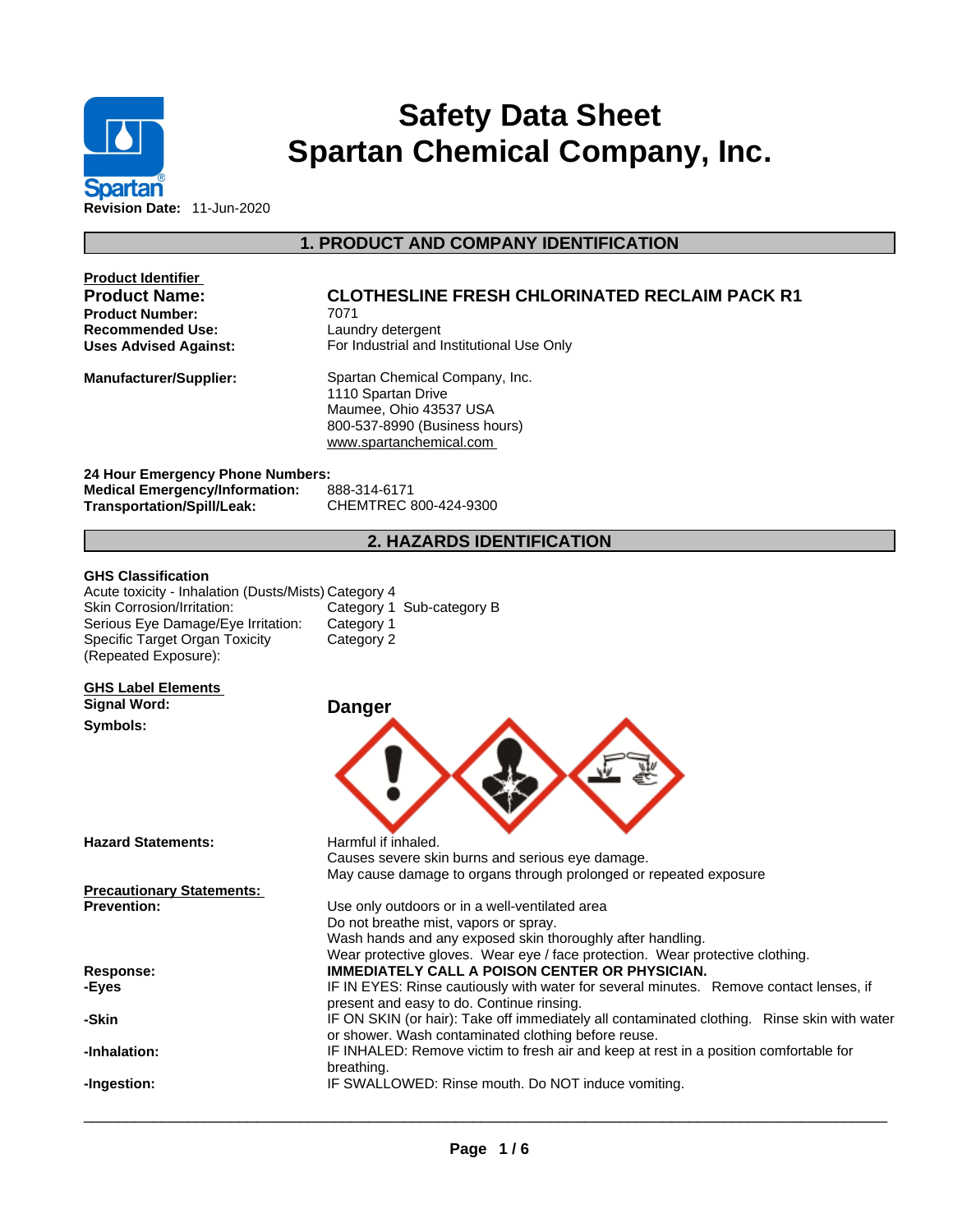# Safety Data Sheet
# Spartan Chemical Company, Inc.

**Revision Date:** 11-Jun-2020

## 1. PRODUCT AND COMPANY IDENTIFICATION

**Product Identifier**

| | |
|---|---|
| **Product Name:** | **CLOTHESLINE FRESH CHLORINATED RECLAIM PACK R1** |
| **Product Number:** | 7071 |
| **Recommended Use:** | Laundry detergent |
| **Uses Advised Against:** | For Industrial and Institutional Use Only |
| **Manufacturer/Supplier:** | Spartan Chemical Company, Inc.<br>1110 Spartan Drive<br>Maumee, Ohio 43537 USA<br>800-537-8990 (Business hours)<br>www.spartanchemical.com |

**24 Hour Emergency Phone Numbers:**

| | |
|---|---|
| **Medical Emergency/Information:** | 888-314-6171 |
| **Transportation/Spill/Leak:** | CHEMTREC 800-424-9300 |

## 2. HAZARDS IDENTIFICATION

**GHS Classification**

| | |
|---|---|
| Acute toxicity - Inhalation (Dusts/Mists) | Category 4 |
| Skin Corrosion/Irritation: | Category 1 Sub-category B |
| Serious Eye Damage/Eye Irritation: | Category 1 |
| Specific Target Organ Toxicity (Repeated Exposure): | Category 2 |

**GHS Label Elements**

**Signal Word:** **Danger**

**Symbols:**

**Hazard Statements:**

Harmful if inhaled.
Causes severe skin burns and serious eye damage.
May cause damage to organs through prolonged or repeated exposure

**Precautionary Statements:**

**Prevention:**

Use only outdoors or in a well-ventilated area
Do not breathe mist, vapors or spray.
Wash hands and any exposed skin thoroughly after handling.
Wear protective gloves. Wear eye / face protection. Wear protective clothing.

**Response:** **IMMEDIATELY CALL A POISON CENTER OR PHYSICIAN.**

**-Eyes** IF IN EYES: Rinse cautiously with water for several minutes. Remove contact lenses, if present and easy to do. Continue rinsing.

**-Skin** IF ON SKIN (or hair): Take off immediately all contaminated clothing. Rinse skin with water or shower. Wash contaminated clothing before reuse.

**-Inhalation:** IF INHALED: Remove victim to fresh air and keep at rest in a position comfortable for breathing.

**-Ingestion:** IF SWALLOWED: Rinse mouth. Do NOT induce vomiting.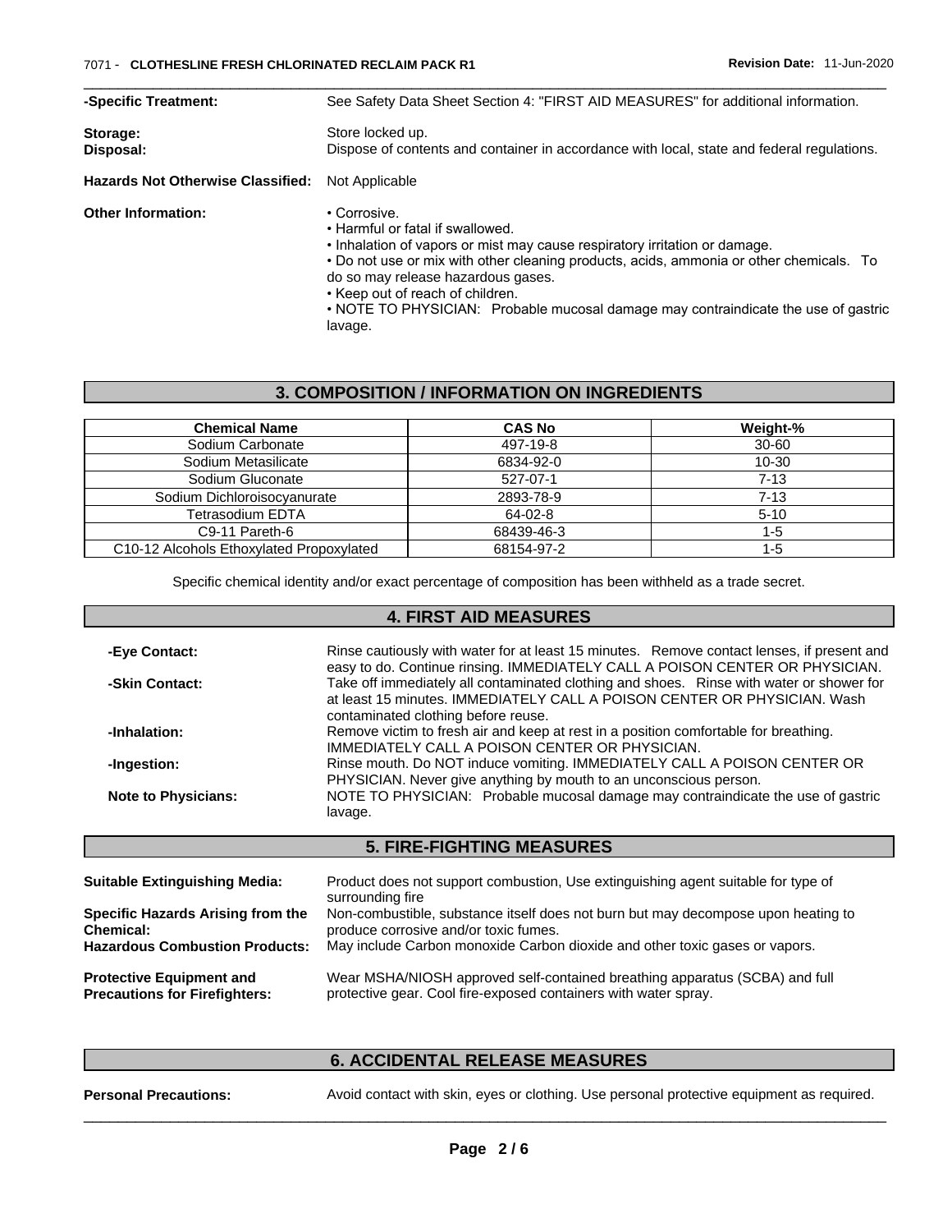**-Specific Treatment:** See Safety Data Sheet Section 4: "FIRST AID MEASURES" for additional information.

**Storage:** Store locked up.

**Disposal:** Dispose of contents and container in accordance with local, state and federal regulations.

**Hazards Not Otherwise Classified:** Not Applicable

**Other Information:**
- Corrosive.
- Harmful or fatal if swallowed.
- Inhalation of vapors or mist may cause respiratory irritation or damage.
- Do not use or mix with other cleaning products, acids, ammonia or other chemicals. To do so may release hazardous gases.
- Keep out of reach of children.
- NOTE TO PHYSICIAN: Probable mucosal damage may contraindicate the use of gastric lavage.

## 3. COMPOSITION / INFORMATION ON INGREDIENTS

| Chemical Name | CAS No | Weight-% |
|---|---|---|
| Sodium Carbonate | 497-19-8 | 30-60 |
| Sodium Metasilicate | 6834-92-0 | 10-30 |
| Sodium Gluconate | 527-07-1 | 7-13 |
| Sodium Dichloroisocyanurate | 2893-78-9 | 7-13 |
| Tetrasodium EDTA | 64-02-8 | 5-10 |
| C9-11 Pareth-6 | 68439-46-3 | 1-5 |
| C10-12 Alcohols Ethoxylated Propoxylated | 68154-97-2 | 1-5 |

Specific chemical identity and/or exact percentage of composition has been withheld as a trade secret.

## 4. FIRST AID MEASURES

**-Eye Contact:** Rinse cautiously with water for at least 15 minutes. Remove contact lenses, if present and easy to do. Continue rinsing. IMMEDIATELY CALL A POISON CENTER OR PHYSICIAN.

**-Skin Contact:** Take off immediately all contaminated clothing and shoes. Rinse with water or shower for at least 15 minutes. IMMEDIATELY CALL A POISON CENTER OR PHYSICIAN. Wash contaminated clothing before reuse.

**-Inhalation:** Remove victim to fresh air and keep at rest in a position comfortable for breathing. IMMEDIATELY CALL A POISON CENTER OR PHYSICIAN.

**-Ingestion:** Rinse mouth. Do NOT induce vomiting. IMMEDIATELY CALL A POISON CENTER OR PHYSICIAN. Never give anything by mouth to an unconscious person.

**Note to Physicians:** NOTE TO PHYSICIAN: Probable mucosal damage may contraindicate the use of gastric lavage.

## 5. FIRE-FIGHTING MEASURES

**Suitable Extinguishing Media:** Product does not support combustion, Use extinguishing agent suitable for type of surrounding fire

**Specific Hazards Arising from the Chemical:** Non-combustible, substance itself does not burn but may decompose upon heating to produce corrosive and/or toxic fumes.

**Hazardous Combustion Products:** May include Carbon monoxide Carbon dioxide and other toxic gases or vapors.

**Protective Equipment and Precautions for Firefighters:** Wear MSHA/NIOSH approved self-contained breathing apparatus (SCBA) and full protective gear. Cool fire-exposed containers with water spray.

## 6. ACCIDENTAL RELEASE MEASURES

**Personal Precautions:** Avoid contact with skin, eyes or clothing. Use personal protective equipment as required.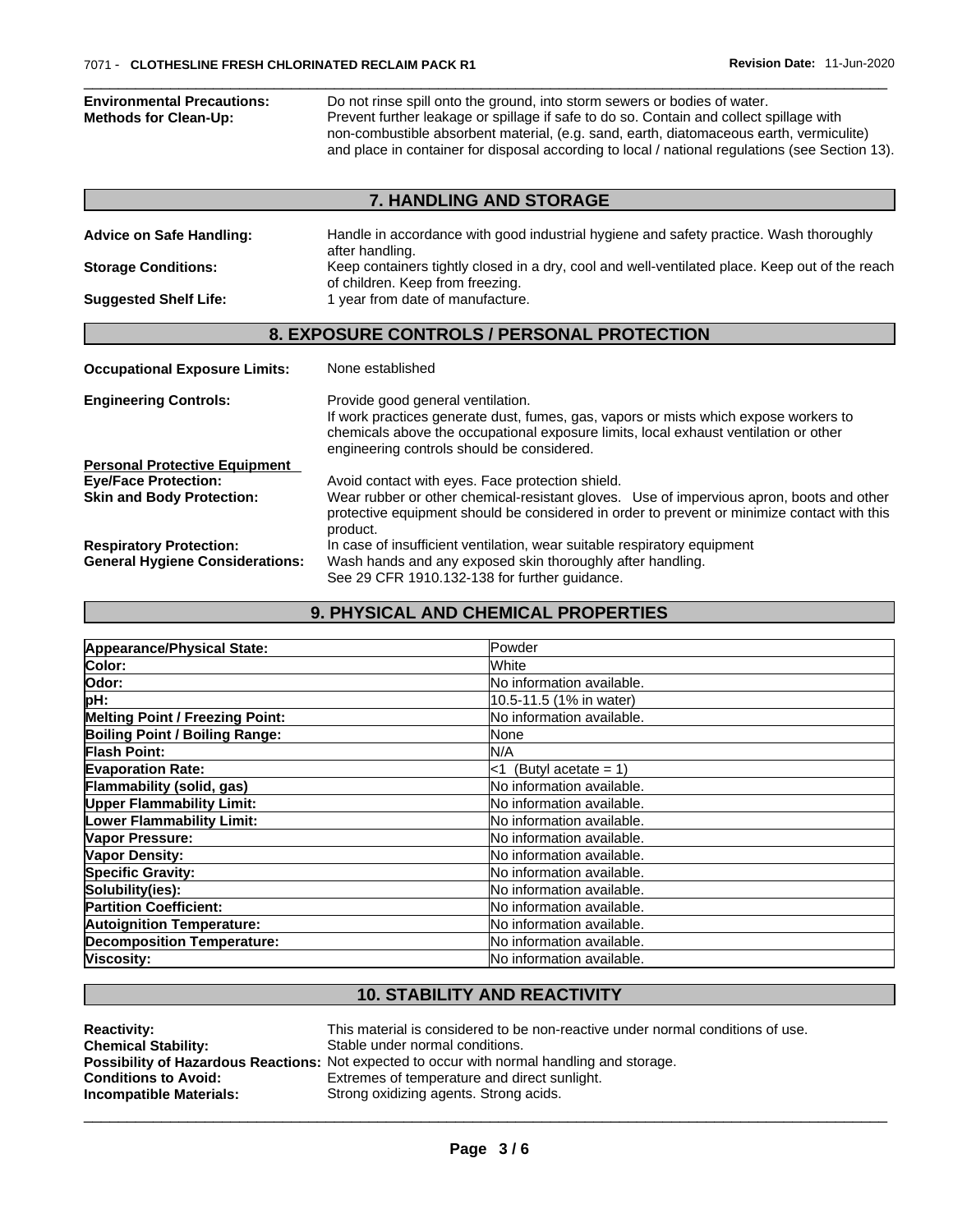**Environmental Precautions:** Do not rinse spill onto the ground, into storm sewers or bodies of water.

**Methods for Clean-Up:** Prevent further leakage or spillage if safe to do so. Contain and collect spillage with non-combustible absorbent material, (e.g. sand, earth, diatomaceous earth, vermiculite) and place in container for disposal according to local / national regulations (see Section 13).

## 7. HANDLING AND STORAGE

**Advice on Safe Handling:** Handle in accordance with good industrial hygiene and safety practice. Wash thoroughly after handling.

**Storage Conditions:** Keep containers tightly closed in a dry, cool and well-ventilated place. Keep out of the reach of children. Keep from freezing.

**Suggested Shelf Life:** 1 year from date of manufacture.

## 8. EXPOSURE CONTROLS / PERSONAL PROTECTION

**Occupational Exposure Limits:** None established

**Engineering Controls:** Provide good general ventilation.
If work practices generate dust, fumes, gas, vapors or mists which expose workers to chemicals above the occupational exposure limits, local exhaust ventilation or other engineering controls should be considered.

**Personal Protective Equipment**

**Eye/Face Protection:** Avoid contact with eyes. Face protection shield.

**Skin and Body Protection:** Wear rubber or other chemical-resistant gloves. Use of impervious apron, boots and other protective equipment should be considered in order to prevent or minimize contact with this product.

**Respiratory Protection:** In case of insufficient ventilation, wear suitable respiratory equipment

**General Hygiene Considerations:** Wash hands and any exposed skin thoroughly after handling.
See 29 CFR 1910.132-138 for further guidance.

## 9. PHYSICAL AND CHEMICAL PROPERTIES

| Property | Value |
|---|---|
| **Appearance/Physical State:** | Powder |
| **Color:** | White |
| **Odor:** | No information available. |
| **pH:** | 10.5-11.5 (1% in water) |
| **Melting Point / Freezing Point:** | No information available. |
| **Boiling Point / Boiling Range:** | None |
| **Flash Point:** | N/A |
| **Evaporation Rate:** | <1 (Butyl acetate = 1) |
| **Flammability (solid, gas)** | No information available. |
| **Upper Flammability Limit:** | No information available. |
| **Lower Flammability Limit:** | No information available. |
| **Vapor Pressure:** | No information available. |
| **Vapor Density:** | No information available. |
| **Specific Gravity:** | No information available. |
| **Solubility(ies):** | No information available. |
| **Partition Coefficient:** | No information available. |
| **Autoignition Temperature:** | No information available. |
| **Decomposition Temperature:** | No information available. |
| **Viscosity:** | No information available. |

## 10. STABILITY AND REACTIVITY

**Reactivity:** This material is considered to be non-reactive under normal conditions of use.

**Chemical Stability:** Stable under normal conditions.

**Possibility of Hazardous Reactions:** Not expected to occur with normal handling and storage.

**Conditions to Avoid:** Extremes of temperature and direct sunlight.

**Incompatible Materials:** Strong oxidizing agents. Strong acids.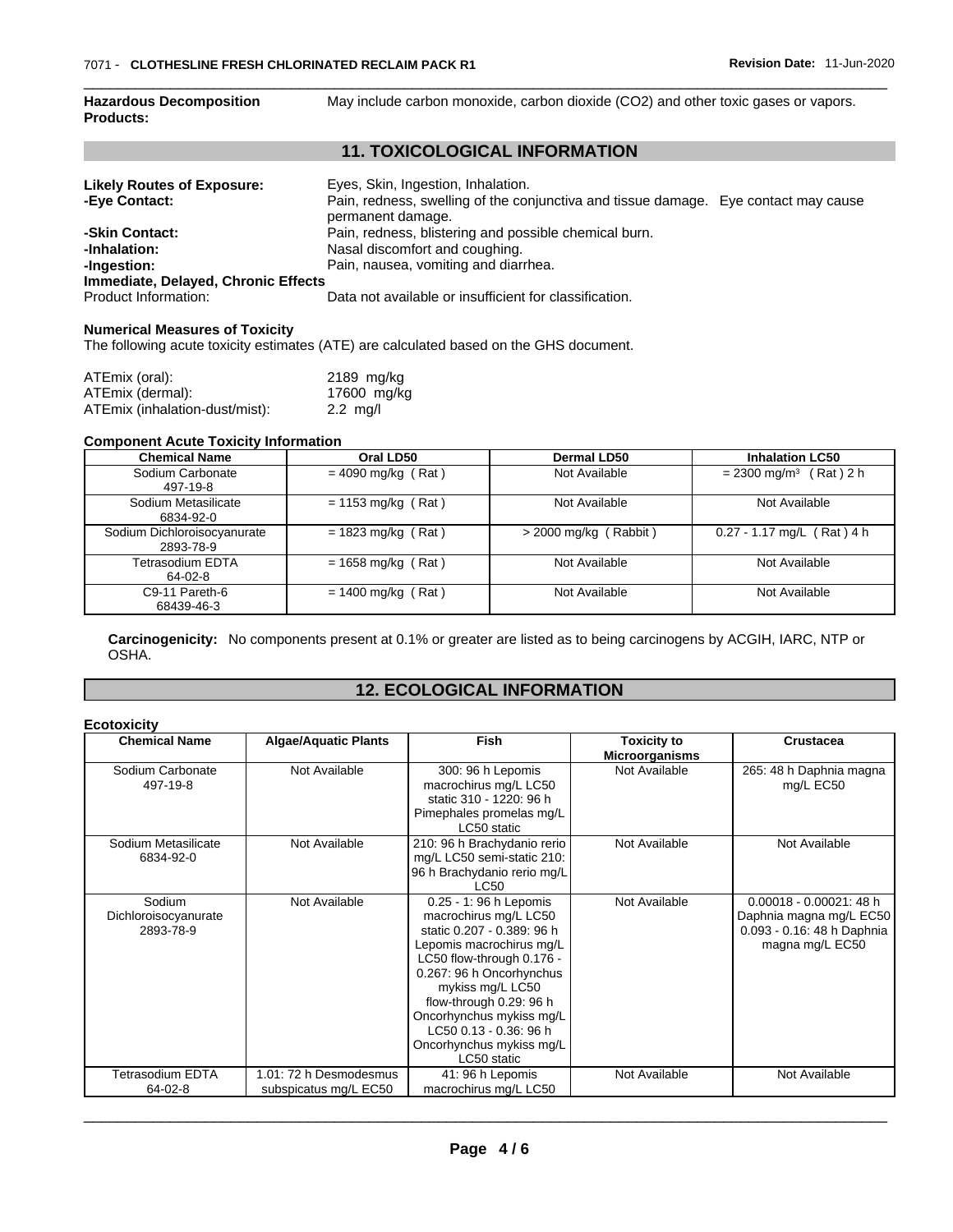**Hazardous Decomposition Products:** May include carbon monoxide, carbon dioxide ($CO_2$) and other toxic gases or vapors.

## 11. TOXICOLOGICAL INFORMATION

**Likely Routes of Exposure:** Eyes, Skin, Ingestion, Inhalation.
**-Eye Contact:** Pain, redness, swelling of the conjunctiva and tissue damage. Eye contact may cause permanent damage.
**-Skin Contact:** Pain, redness, blistering and possible chemical burn.
**-Inhalation:** Nasal discomfort and coughing.
**-Ingestion:** Pain, nausea, vomiting and diarrhea.
**Immediate, Delayed, Chronic Effects**
Product Information: Data not available or insufficient for classification.

**Numerical Measures of Toxicity**
The following acute toxicity estimates (ATE) are calculated based on the GHS document.

ATEmix (oral): 2189 mg/kg
ATEmix (dermal): 17600 mg/kg
ATEmix (inhalation-dust/mist): 2.2 mg/l

**Component Acute Toxicity Information**

| Chemical Name | Oral LD50 | Dermal LD50 | Inhalation LC50 |
|---|---|---|---|
| Sodium Carbonate 497-19-8 | = 4090 mg/kg ( Rat ) | Not Available | = 2300 mg/m³ ( Rat ) 2 h |
| Sodium Metasilicate 6834-92-0 | = 1153 mg/kg ( Rat ) | Not Available | Not Available |
| Sodium Dichloroisocyanurate 2893-78-9 | = 1823 mg/kg ( Rat ) | > 2000 mg/kg ( Rabbit ) | 0.27 - 1.17 mg/L ( Rat ) 4 h |
| Tetrasodium EDTA 64-02-8 | = 1658 mg/kg ( Rat ) | Not Available | Not Available |
| C9-11 Pareth-6 68439-46-3 | = 1400 mg/kg ( Rat ) | Not Available | Not Available |

**Carcinogenicity:** No components present at 0.1% or greater are listed as to being carcinogens by ACGIH, IARC, NTP or OSHA.

## 12. ECOLOGICAL INFORMATION

**Ecotoxicity**

| Chemical Name | Algae/Aquatic Plants | Fish | Toxicity to Microorganisms | Crustacea |
|---|---|---|---|---|
| Sodium Carbonate 497-19-8 | Not Available | 300: 96 h Lepomis macrochirus mg/L LC50 static 310 - 1220: 96 h Pimephales promelas mg/L LC50 static | Not Available | 265: 48 h Daphnia magna mg/L EC50 |
| Sodium Metasilicate 6834-92-0 | Not Available | 210: 96 h Brachydanio rerio mg/L LC50 semi-static 210: 96 h Brachydanio rerio mg/L LC50 | Not Available | Not Available |
| Sodium Dichloroisocyanurate 2893-78-9 | Not Available | 0.25 - 1: 96 h Lepomis macrochirus mg/L LC50 static 0.207 - 0.389: 96 h Lepomis macrochirus mg/L LC50 flow-through 0.176 - 0.267: 96 h Oncorhynchus mykiss mg/L LC50 flow-through 0.29: 96 h Oncorhynchus mykiss mg/L LC50 0.13 - 0.36: 96 h Oncorhynchus mykiss mg/L LC50 static | Not Available | 0.00018 - 0.00021: 48 h Daphnia magna mg/L EC50 0.093 - 0.16: 48 h Daphnia magna mg/L EC50 |
| Tetrasodium EDTA 64-02-8 | 1.01: 72 h Desmodesmus subspicatus mg/L EC50 | 41: 96 h Lepomis macrochirus mg/L LC50 | Not Available | Not Available |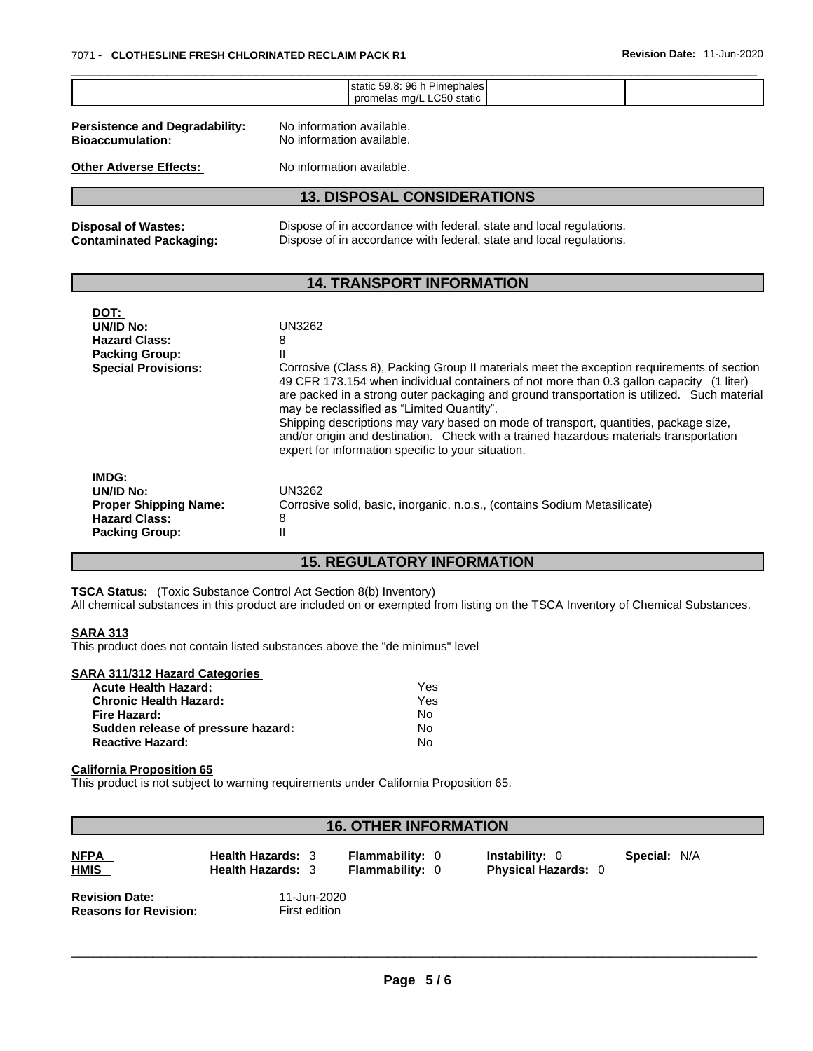| | | static 59.8: 96 h Pimephales promelas mg/L LC50 static | | |
|---|---|---|---|---|

**Persistence and Degradability:** No information available.
**Bioaccumulation:** No information available.

**Other Adverse Effects:** No information available.

## 13. DISPOSAL CONSIDERATIONS

**Disposal of Wastes:** Dispose of in accordance with federal, state and local regulations.
**Contaminated Packaging:** Dispose of in accordance with federal, state and local regulations.

## 14. TRANSPORT INFORMATION

**DOT:**
**UN/ID No:** UN3262
**Hazard Class:** 8
**Packing Group:** II
**Special Provisions:** Corrosive (Class 8), Packing Group II materials meet the exception requirements of section 49 CFR 173.154 when individual containers of not more than 0.3 gallon capacity (1 liter) are packed in a strong outer packaging and ground transportation is utilized. Such material may be reclassified as "Limited Quantity".
Shipping descriptions may vary based on mode of transport, quantities, package size, and/or origin and destination. Check with a trained hazardous materials transportation expert for information specific to your situation.

**IMDG:**
**UN/ID No:** UN3262
**Proper Shipping Name:** Corrosive solid, basic, inorganic, n.o.s., (contains Sodium Metasilicate)
**Hazard Class:** 8
**Packing Group:** II

## 15. REGULATORY INFORMATION

**TSCA Status:** (Toxic Substance Control Act Section 8(b) Inventory)
All chemical substances in this product are included on or exempted from listing on the TSCA Inventory of Chemical Substances.

**SARA 313**
This product does not contain listed substances above the "de minimus" level

**SARA 311/312 Hazard Categories**

| | |
|---|---|
| **Acute Health Hazard:** | Yes |
| **Chronic Health Hazard:** | Yes |
| **Fire Hazard:** | No |
| **Sudden release of pressure hazard:** | No |
| **Reactive Hazard:** | No |

**California Proposition 65**
This product is not subject to warning requirements under California Proposition 65.

## 16. OTHER INFORMATION

| | | | | |
|---|---|---|---|---|
| **NFPA** | **Health Hazards:** 3 | **Flammability:** 0 | **Instability:** 0 | **Special:** N/A |
| **HMIS** | **Health Hazards:** 3 | **Flammability:** 0 | **Physical Hazards:** 0 | |

**Revision Date:** 11-Jun-2020
**Reasons for Revision:** First edition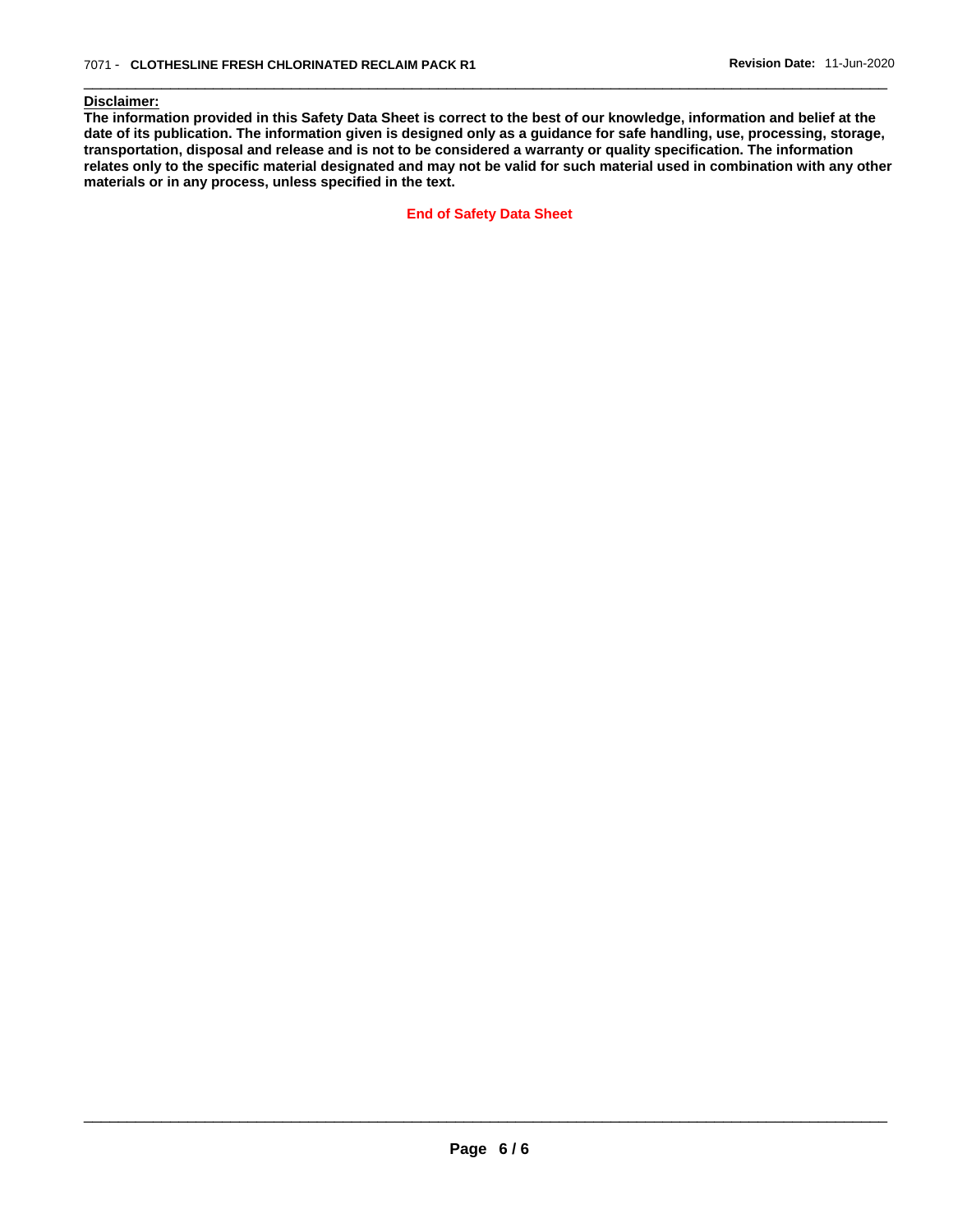**Disclaimer:**

**The information provided in this Safety Data Sheet is correct to the best of our knowledge, information and belief at the date of its publication. The information given is designed only as a guidance for safe handling, use, processing, storage, transportation, disposal and release and is not to be considered a warranty or quality specification. The information relates only to the specific material designated and may not be valid for such material used in combination with any other materials or in any process, unless specified in the text.**

**End of Safety Data Sheet**